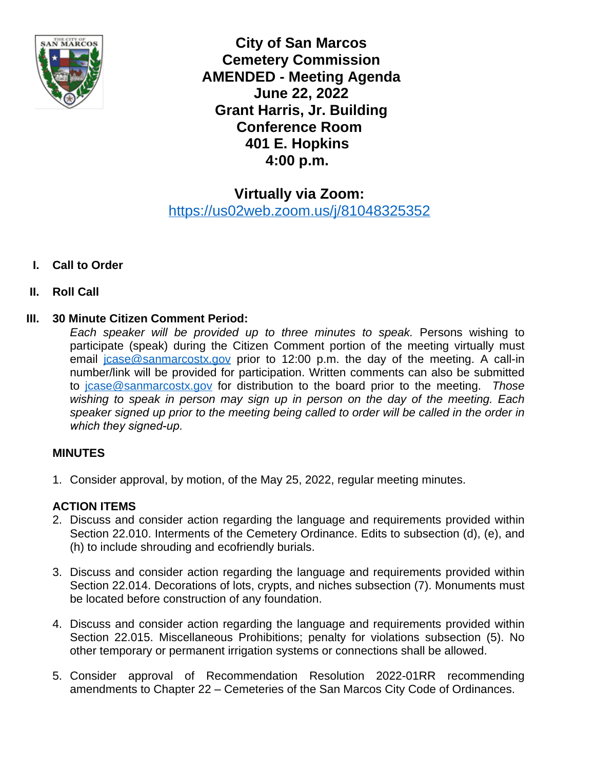# City of San Marcos
# Cemetery Commission
# AMENDED - Meeting Agenda
# June 22, 2022
# Grant Harris, Jr. Building
# Conference Room
# 401 E. Hopkins
# 4:00 p.m.

## Virtually via Zoom:

https://us02web.zoom.us/j/81048325352

**I. Call to Order**

**II. Roll Call**

**III. 30 Minute Citizen Comment Period:**

*Each speaker will be provided up to three minutes to speak.* Persons wishing to participate (speak) during the Citizen Comment portion of the meeting virtually must email jcase@sanmarcostx.gov prior to 12:00 p.m. the day of the meeting. A call-in number/link will be provided for participation. Written comments can also be submitted to jcase@sanmarcostx.gov for distribution to the board prior to the meeting. *Those wishing to speak in person may sign up in person on the day of the meeting. Each speaker signed up prior to the meeting being called to order will be called in the order in which they signed-up.*

**MINUTES**

1. Consider approval, by motion, of the May 25, 2022, regular meeting minutes.

**ACTION ITEMS**

2. Discuss and consider action regarding the language and requirements provided within Section 22.010. Interments of the Cemetery Ordinance. Edits to subsection (d), (e), and (h) to include shrouding and ecofriendly burials.

3. Discuss and consider action regarding the language and requirements provided within Section 22.014. Decorations of lots, crypts, and niches subsection (7). Monuments must be located before construction of any foundation.

4. Discuss and consider action regarding the language and requirements provided within Section 22.015. Miscellaneous Prohibitions; penalty for violations subsection (5). No other temporary or permanent irrigation systems or connections shall be allowed.

5. Consider approval of Recommendation Resolution 2022-01RR recommending amendments to Chapter 22 – Cemeteries of the San Marcos City Code of Ordinances.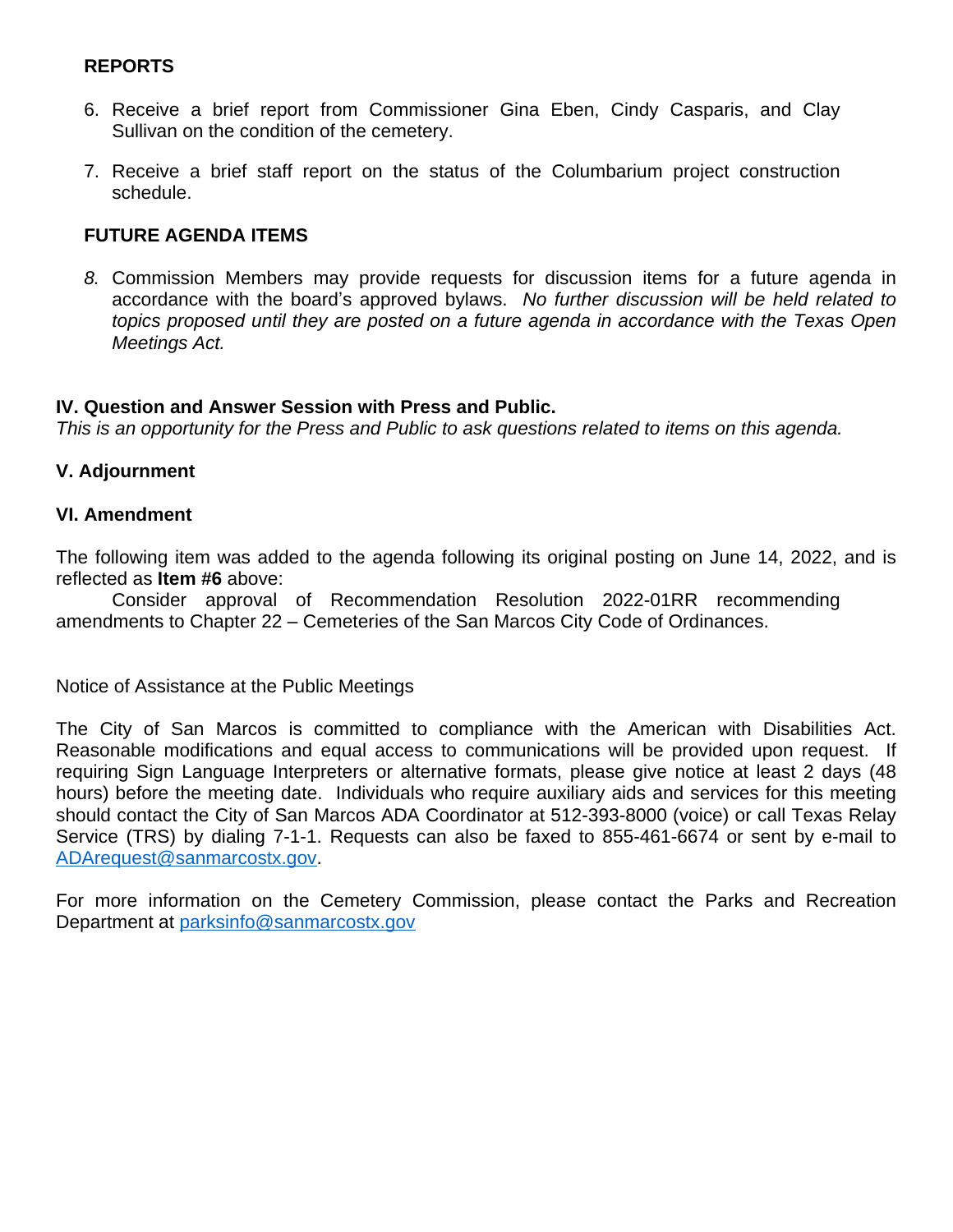**REPORTS**

6. Receive a brief report from Commissioner Gina Eben, Cindy Casparis, and Clay Sullivan on the condition of the cemetery.

7. Receive a brief staff report on the status of the Columbarium project construction schedule.

**FUTURE AGENDA ITEMS**

*8.* Commission Members may provide requests for discussion items for a future agenda in accordance with the board's approved bylaws. *No further discussion will be held related to topics proposed until they are posted on a future agenda in accordance with the Texas Open Meetings Act.*

**IV. Question and Answer Session with Press and Public.**

*This is an opportunity for the Press and Public to ask questions related to items on this agenda.*

**V. Adjournment**

**VI. Amendment**

The following item was added to the agenda following its original posting on June 14, 2022, and is reflected as **Item #6** above:

Consider approval of Recommendation Resolution 2022-01RR recommending amendments to Chapter 22 – Cemeteries of the San Marcos City Code of Ordinances.

Notice of Assistance at the Public Meetings

The City of San Marcos is committed to compliance with the American with Disabilities Act. Reasonable modifications and equal access to communications will be provided upon request. If requiring Sign Language Interpreters or alternative formats, please give notice at least 2 days (48 hours) before the meeting date. Individuals who require auxiliary aids and services for this meeting should contact the City of San Marcos ADA Coordinator at 512-393-8000 (voice) or call Texas Relay Service (TRS) by dialing 7-1-1. Requests can also be faxed to 855-461-6674 or sent by e-mail to ADArequest@sanmarcostx.gov.

For more information on the Cemetery Commission, please contact the Parks and Recreation Department at parksinfo@sanmarcostx.gov